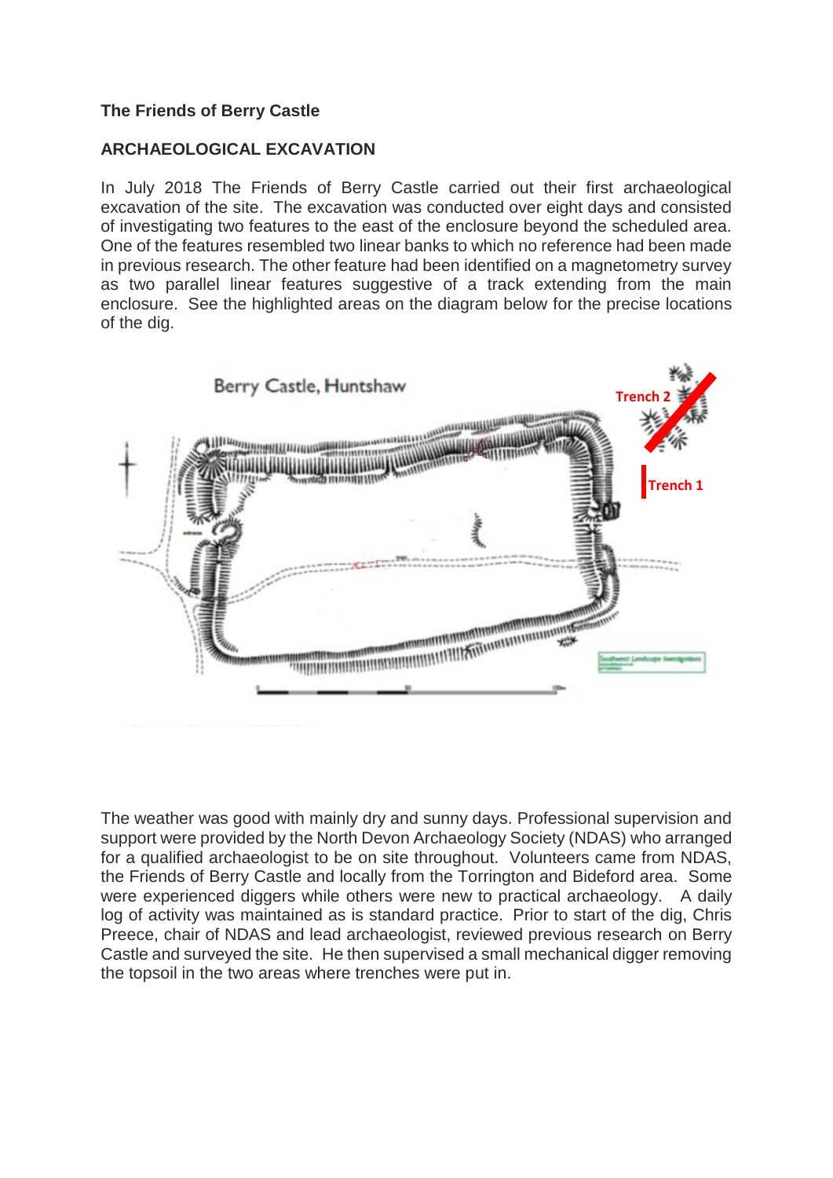**The Friends of Berry Castle**

**ARCHAEOLOGICAL EXCAVATION**

In July 2018 The Friends of Berry Castle carried out their first archaeological excavation of the site. The excavation was conducted over eight days and consisted of investigating two features to the east of the enclosure beyond the scheduled area. One of the features resembled two linear banks to which no reference had been made in previous research. The other feature had been identified on a magnetometry survey as two parallel linear features suggestive of a track extending from the main enclosure. See the highlighted areas on the diagram below for the precise locations of the dig.

The weather was good with mainly dry and sunny days. Professional supervision and support were provided by the North Devon Archaeology Society (NDAS) who arranged for a qualified archaeologist to be on site throughout. Volunteers came from NDAS, the Friends of Berry Castle and locally from the Torrington and Bideford area. Some were experienced diggers while others were new to practical archaeology. A daily log of activity was maintained as is standard practice. Prior to start of the dig, Chris Preece, chair of NDAS and lead archaeologist, reviewed previous research on Berry Castle and surveyed the site. He then supervised a small mechanical digger removing the topsoil in the two areas where trenches were put in.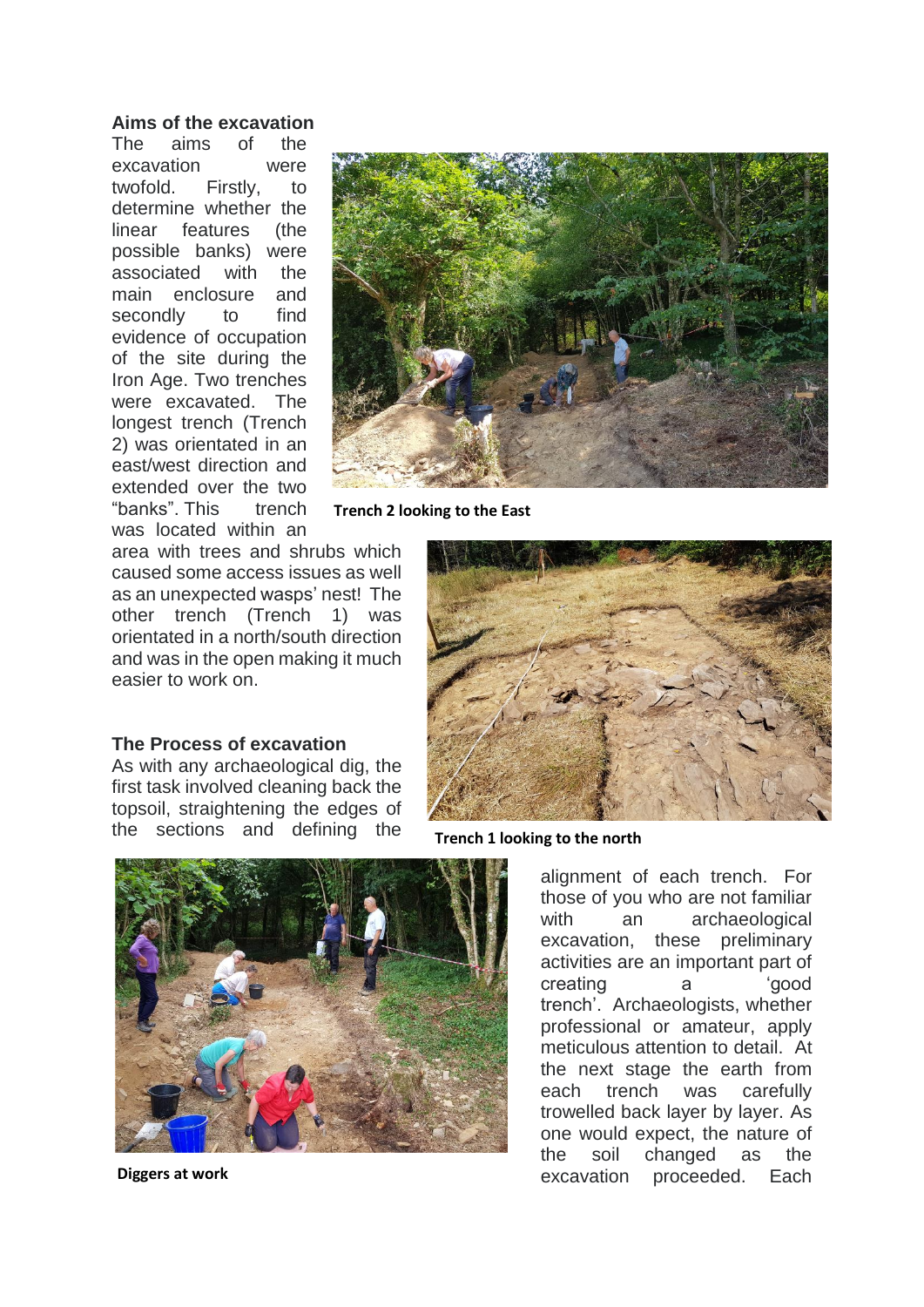## Aims of the excavation

The aims of the excavation were twofold. Firstly, to determine whether the linear features (the possible banks) were associated with the main enclosure and secondly to find evidence of occupation of the site during the Iron Age. Two trenches were excavated. The longest trench (Trench 2) was orientated in an east/west direction and extended over the two "banks". This trench was located within an area with trees and shrubs which caused some access issues as well as an unexpected wasps' nest! The other trench (Trench 1) was orientated in a north/south direction and was in the open making it much easier to work on.

**Trench 2 looking to the East**

**Trench 1 looking to the north**

## The Process of excavation

As with any archaeological dig, the first task involved cleaning back the topsoil, straightening the edges of the sections and defining the alignment of each trench. For those of you who are not familiar with an archaeological excavation, these preliminary activities are an important part of creating a 'good trench'. Archaeologists, whether professional or amateur, apply meticulous attention to detail. At the next stage the earth from each trench was carefully trowelled back layer by layer. As one would expect, the nature of the soil changed as the excavation proceeded. Each

**Diggers at work**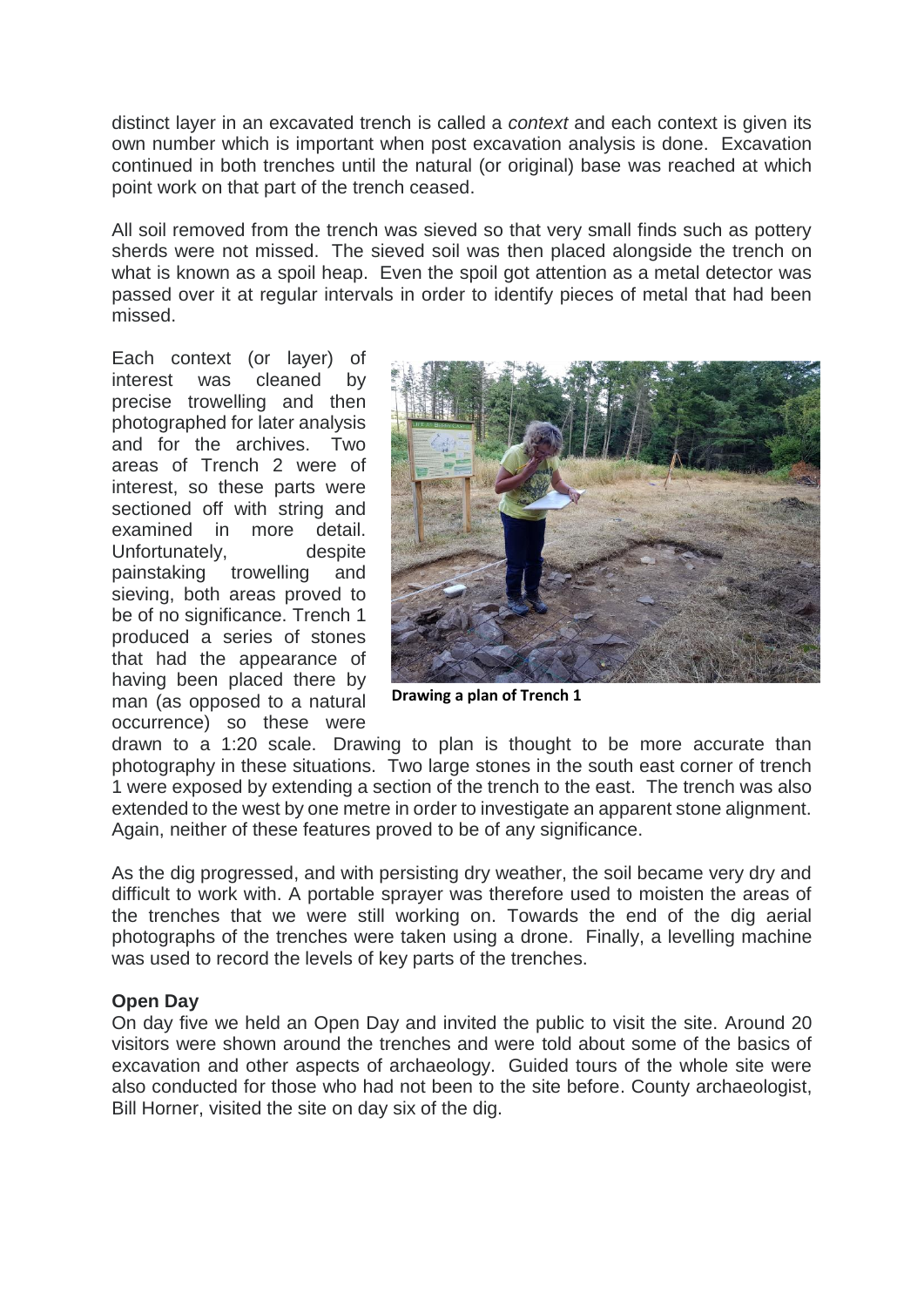distinct layer in an excavated trench is called a *context* and each context is given its own number which is important when post excavation analysis is done. Excavation continued in both trenches until the natural (or original) base was reached at which point work on that part of the trench ceased.

All soil removed from the trench was sieved so that very small finds such as pottery sherds were not missed. The sieved soil was then placed alongside the trench on what is known as a spoil heap. Even the spoil got attention as a metal detector was passed over it at regular intervals in order to identify pieces of metal that had been missed.

Each context (or layer) of interest was cleaned by precise trowelling and then photographed for later analysis and for the archives. Two areas of Trench 2 were of interest, so these parts were sectioned off with string and examined in more detail. Unfortunately, despite painstaking trowelling and sieving, both areas proved to be of no significance. Trench 1 produced a series of stones that had the appearance of having been placed there by man (as opposed to a natural occurrence) so these were drawn to a 1:20 scale. Drawing to plan is thought to be more accurate than photography in these situations. Two large stones in the south east corner of trench 1 were exposed by extending a section of the trench to the east. The trench was also extended to the west by one metre in order to investigate an apparent stone alignment. Again, neither of these features proved to be of any significance.

**Drawing a plan of Trench 1**

As the dig progressed, and with persisting dry weather, the soil became very dry and difficult to work with. A portable sprayer was therefore used to moisten the areas of the trenches that we were still working on. Towards the end of the dig aerial photographs of the trenches were taken using a drone. Finally, a levelling machine was used to record the levels of key parts of the trenches.

**Open Day**

On day five we held an Open Day and invited the public to visit the site. Around 20 visitors were shown around the trenches and were told about some of the basics of excavation and other aspects of archaeology. Guided tours of the whole site were also conducted for those who had not been to the site before. County archaeologist, Bill Horner, visited the site on day six of the dig.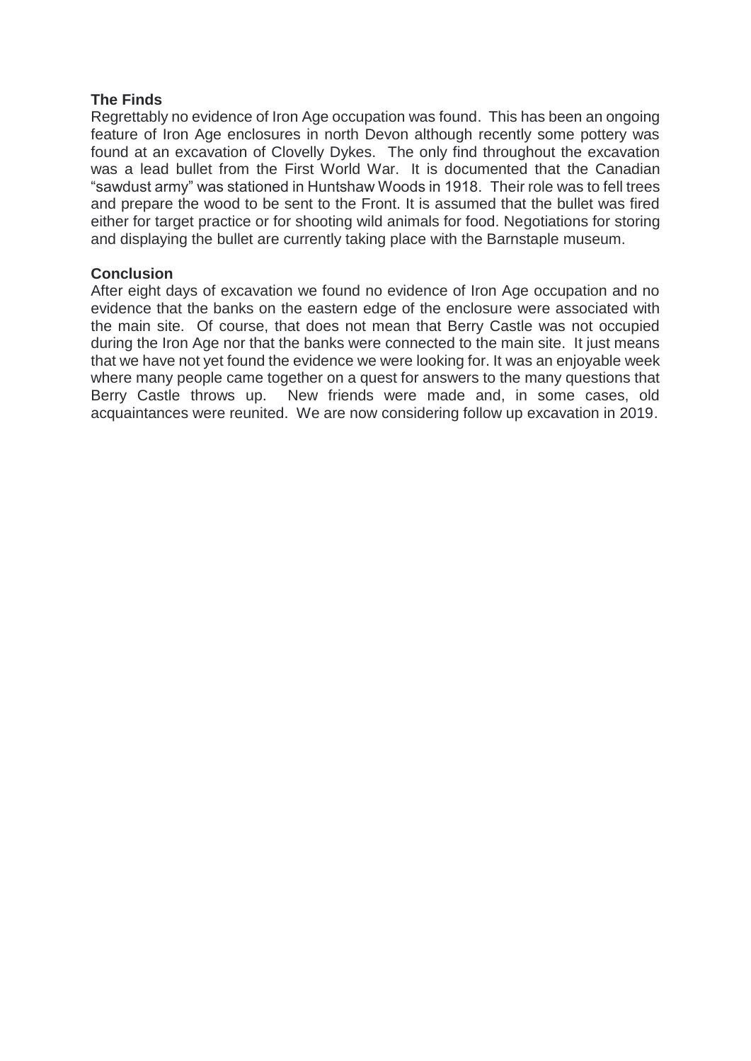**The Finds**

Regrettably no evidence of Iron Age occupation was found. This has been an ongoing feature of Iron Age enclosures in north Devon although recently some pottery was found at an excavation of Clovelly Dykes. The only find throughout the excavation was a lead bullet from the First World War. It is documented that the Canadian "sawdust army" was stationed in Huntshaw Woods in 1918. Their role was to fell trees and prepare the wood to be sent to the Front. It is assumed that the bullet was fired either for target practice or for shooting wild animals for food. Negotiations for storing and displaying the bullet are currently taking place with the Barnstaple museum.

**Conclusion**

After eight days of excavation we found no evidence of Iron Age occupation and no evidence that the banks on the eastern edge of the enclosure were associated with the main site. Of course, that does not mean that Berry Castle was not occupied during the Iron Age nor that the banks were connected to the main site. It just means that we have not yet found the evidence we were looking for. It was an enjoyable week where many people came together on a quest for answers to the many questions that Berry Castle throws up. New friends were made and, in some cases, old acquaintances were reunited. We are now considering follow up excavation in 2019.